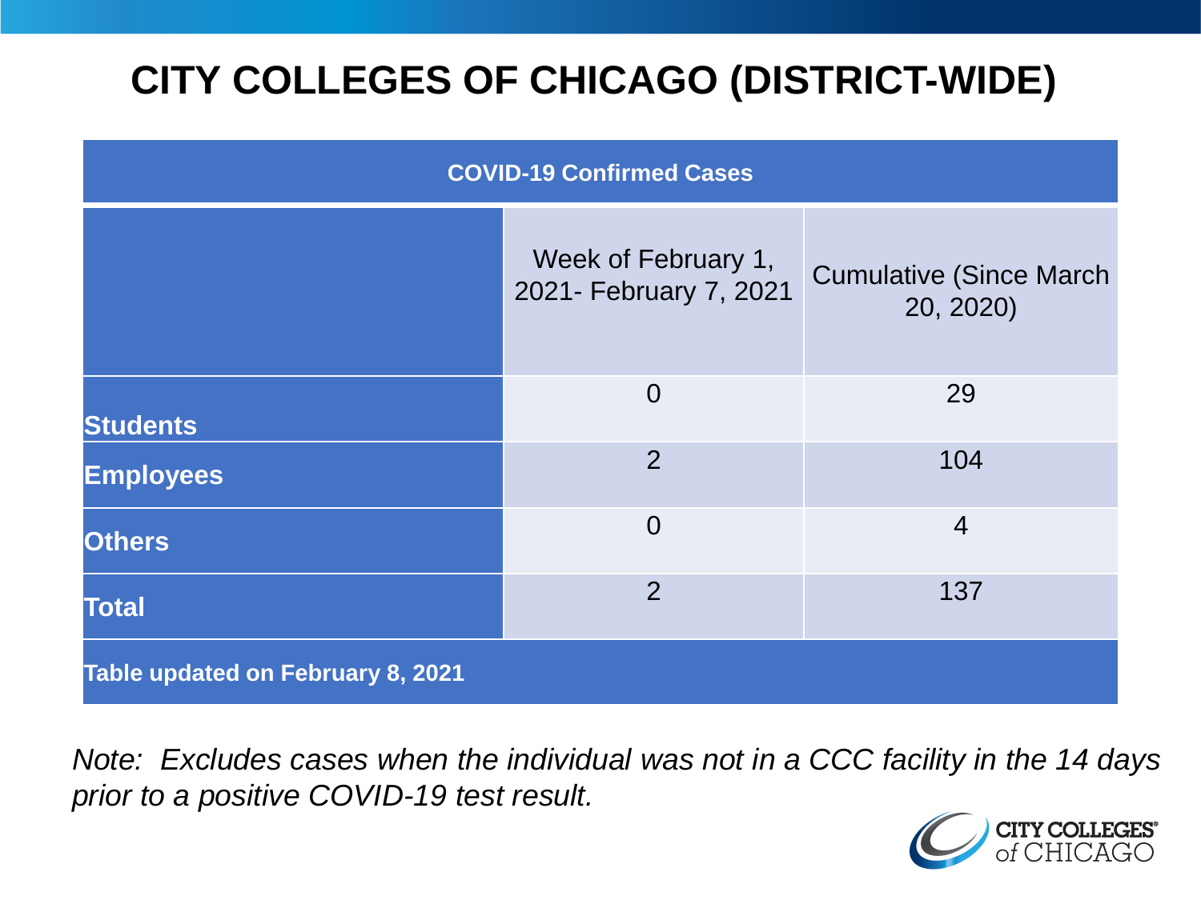# CITY COLLEGES OF CHICAGO (DISTRICT-WIDE)

| COVID-19 Confirmed Cases | | |
|---|---|---|
| | Week of February 1, 2021- February 7, 2021 | Cumulative (Since March 20, 2020) |
| **Students** | 0 | 29 |
| **Employees** | 2 | 104 |
| **Others** | 0 | 4 |
| **Total** | 2 | 137 |
| **Table updated on February 8, 2021** | | |

*Note: Excludes cases when the individual was not in a CCC facility in the 14 days prior to a positive COVID-19 test result.*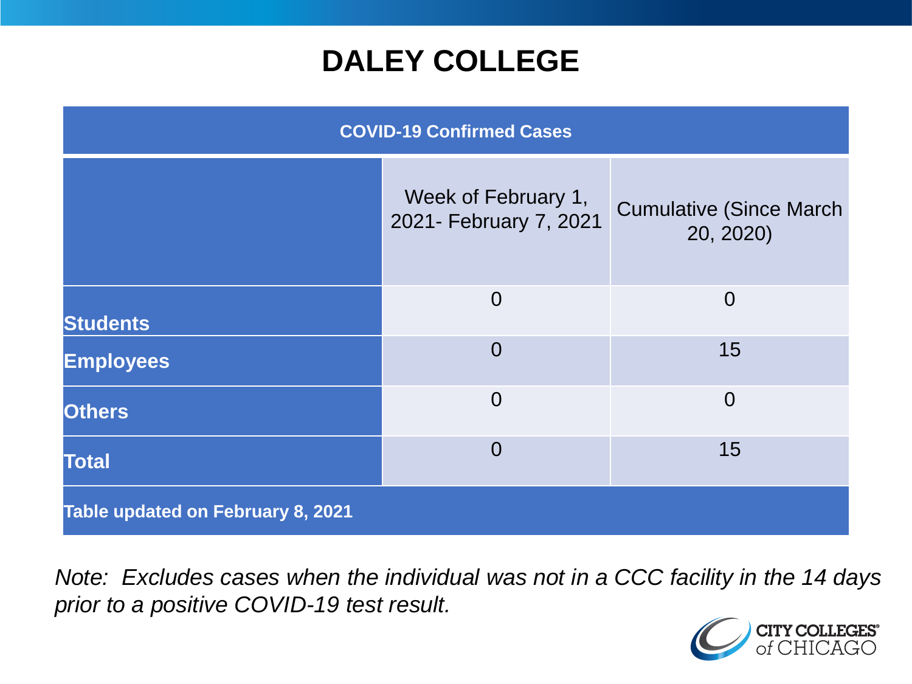# DALEY COLLEGE

| COVID-19 Confirmed Cases | | |
|---|---|---|
| | Week of February 1, 2021- February 7, 2021 | Cumulative (Since March 20, 2020) |
| **Students** | 0 | 0 |
| **Employees** | 0 | 15 |
| **Others** | 0 | 0 |
| **Total** | 0 | 15 |
| **Table updated on February 8, 2021** | | |

*Note: Excludes cases when the individual was not in a CCC facility in the 14 days prior to a positive COVID-19 test result.*

CITY COLLEGES of CHICAGO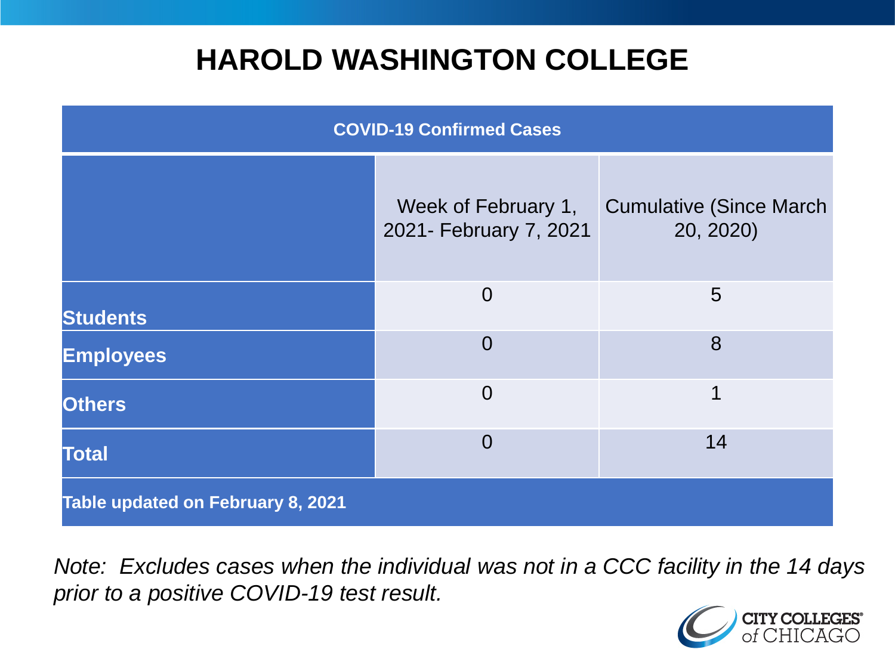# HAROLD WASHINGTON COLLEGE

| COVID-19 Confirmed Cases | | |
|---|---|---|
| | Week of February 1, 2021- February 7, 2021 | Cumulative (Since March 20, 2020) |
| **Students** | 0 | 5 |
| **Employees** | 0 | 8 |
| **Others** | 0 | 1 |
| **Total** | 0 | 14 |
| **Table updated on February 8, 2021** | | |

*Note: Excludes cases when the individual was not in a CCC facility in the 14 days prior to a positive COVID-19 test result.*

CITY COLLEGES of CHICAGO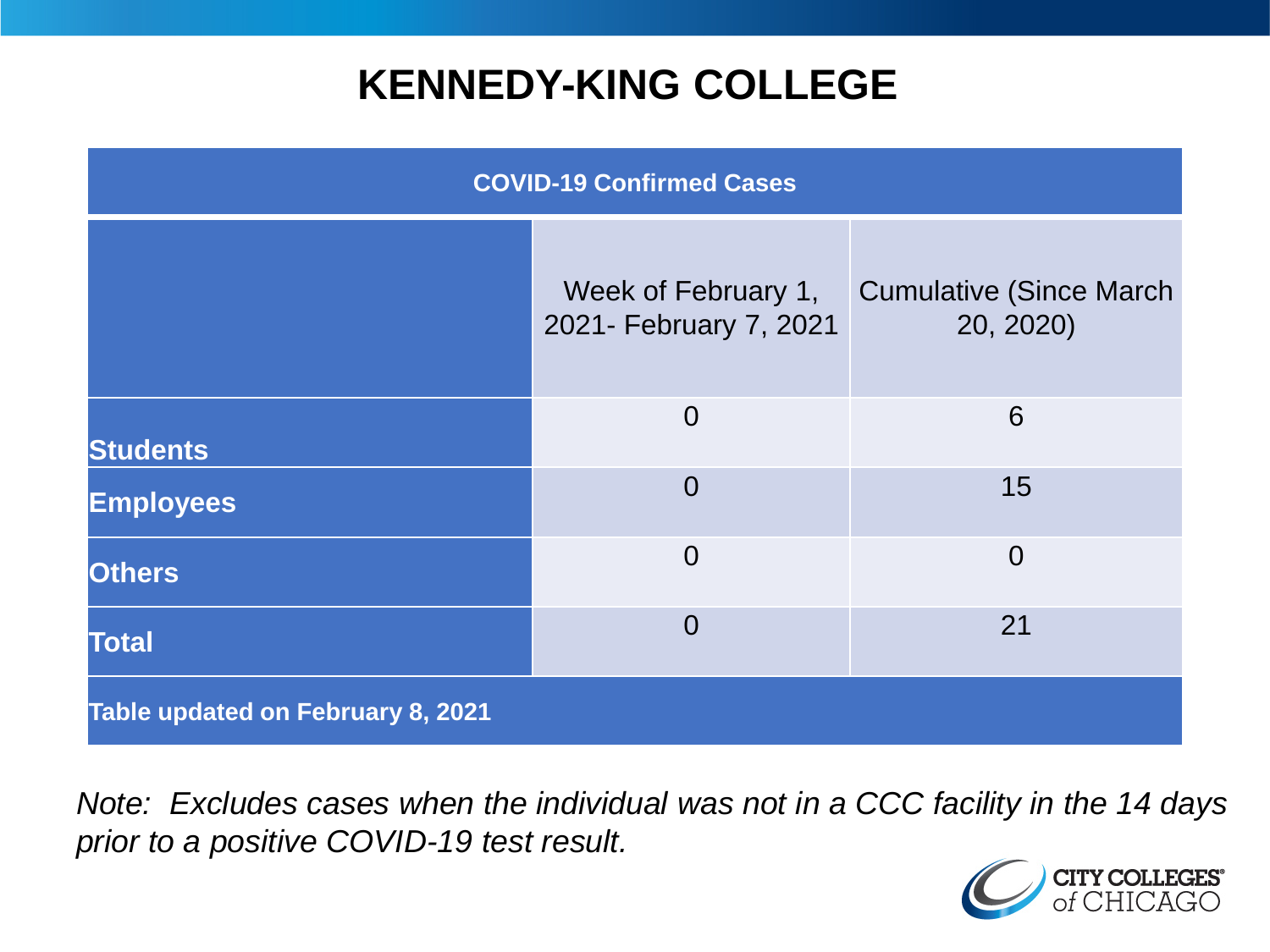# KENNEDY-KING COLLEGE

| COVID-19 Confirmed Cases | | |
|---|---|---|
| | Week of February 1, 2021- February 7, 2021 | Cumulative (Since March 20, 2020) |
| **Students** | 0 | 6 |
| **Employees** | 0 | 15 |
| **Others** | 0 | 0 |
| **Total** | 0 | 21 |
| **Table updated on February 8, 2021** | | |

*Note: Excludes cases when the individual was not in a CCC facility in the 14 days prior to a positive COVID-19 test result.*

CITY COLLEGES of CHICAGO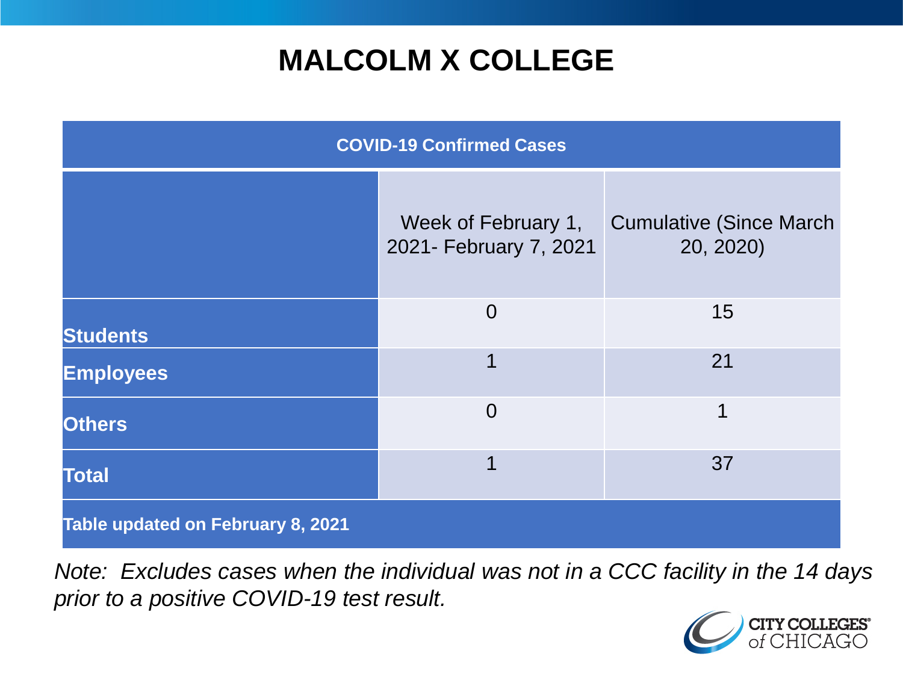# MALCOLM X COLLEGE

| COVID-19 Confirmed Cases | | |
|---|---|---|
| | Week of February 1, 2021- February 7, 2021 | Cumulative (Since March 20, 2020) |
| **Students** | 0 | 15 |
| **Employees** | 1 | 21 |
| **Others** | 0 | 1 |
| **Total** | 1 | 37 |
| **Table updated on February 8, 2021** | | |

*Note: Excludes cases when the individual was not in a CCC facility in the 14 days prior to a positive COVID-19 test result.*

CITY COLLEGES of CHICAGO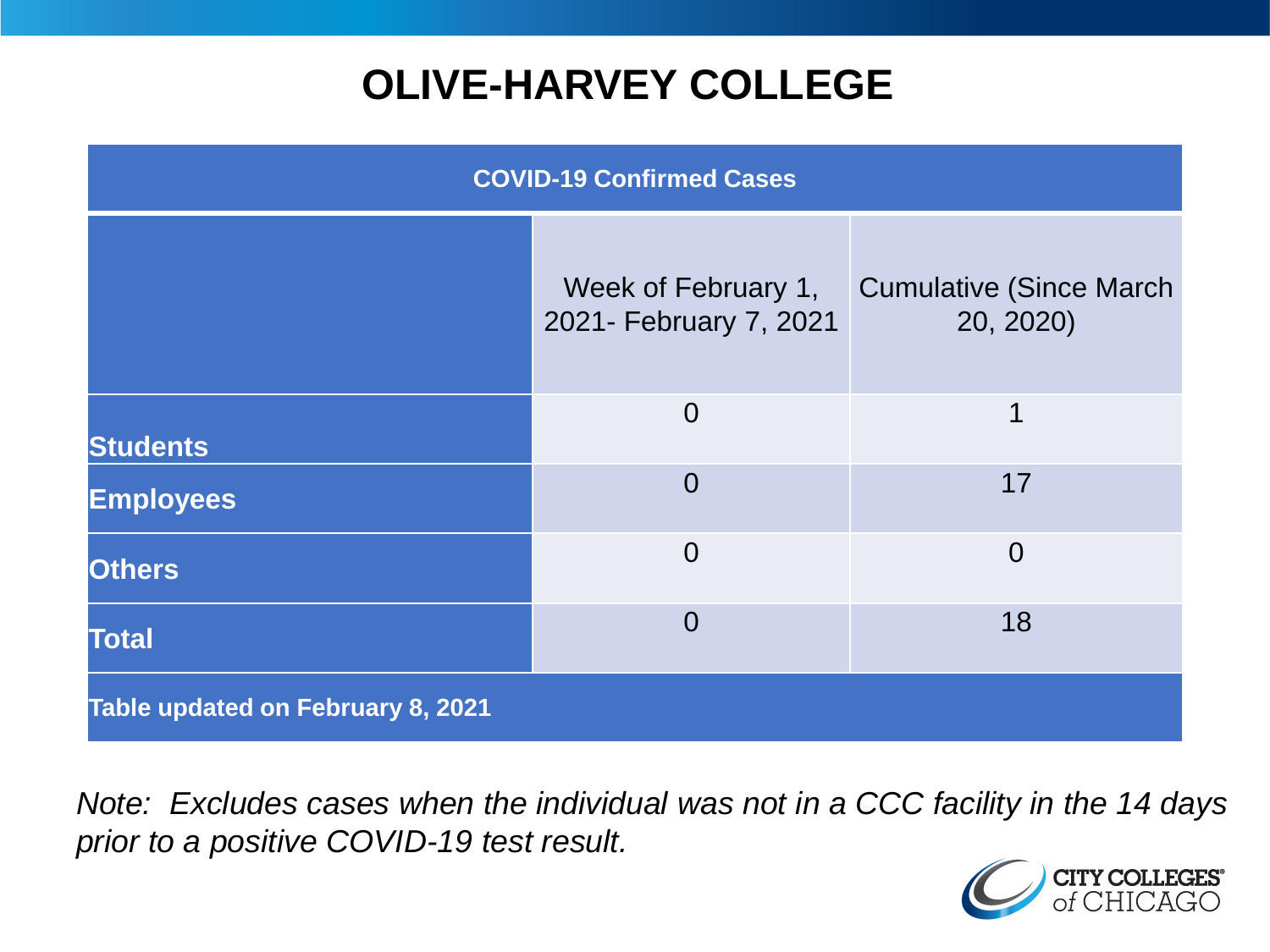# OLIVE-HARVEY COLLEGE

| COVID-19 Confirmed Cases | | |
|---|---|---|
| | Week of February 1, 2021- February 7, 2021 | Cumulative (Since March 20, 2020) |
| **Students** | 0 | 1 |
| **Employees** | 0 | 17 |
| **Others** | 0 | 0 |
| **Total** | 0 | 18 |
| **Table updated on February 8, 2021** | | |

*Note: Excludes cases when the individual was not in a CCC facility in the 14 days prior to a positive COVID-19 test result.*

CITY COLLEGES of CHICAGO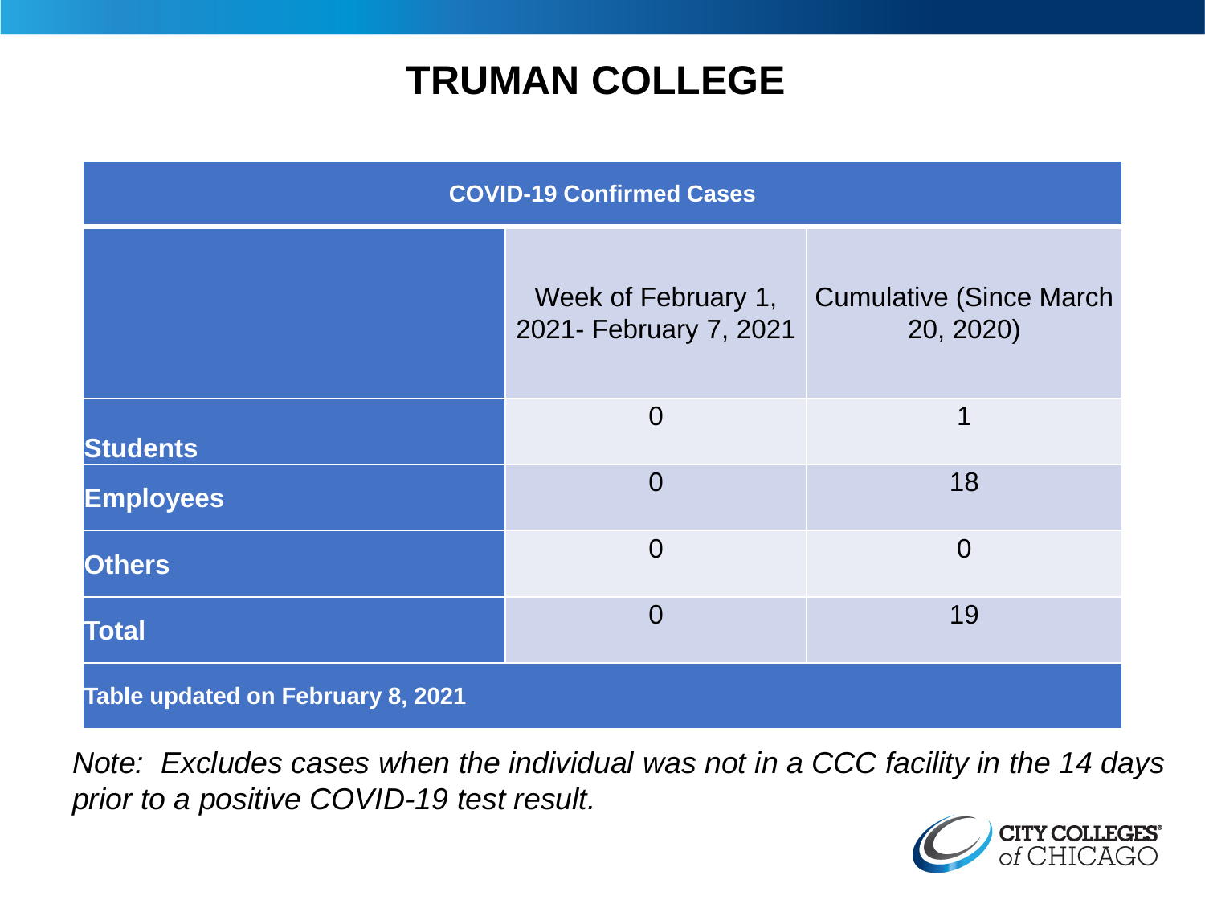# TRUMAN COLLEGE

| COVID-19 Confirmed Cases | | |
|---|---|---|
| | Week of February 1, 2021- February 7, 2021 | Cumulative (Since March 20, 2020) |
| **Students** | 0 | 1 |
| **Employees** | 0 | 18 |
| **Others** | 0 | 0 |
| **Total** | 0 | 19 |
| **Table updated on February 8, 2021** | | |

*Note: Excludes cases when the individual was not in a CCC facility in the 14 days prior to a positive COVID-19 test result.*

CITY COLLEGES of CHICAGO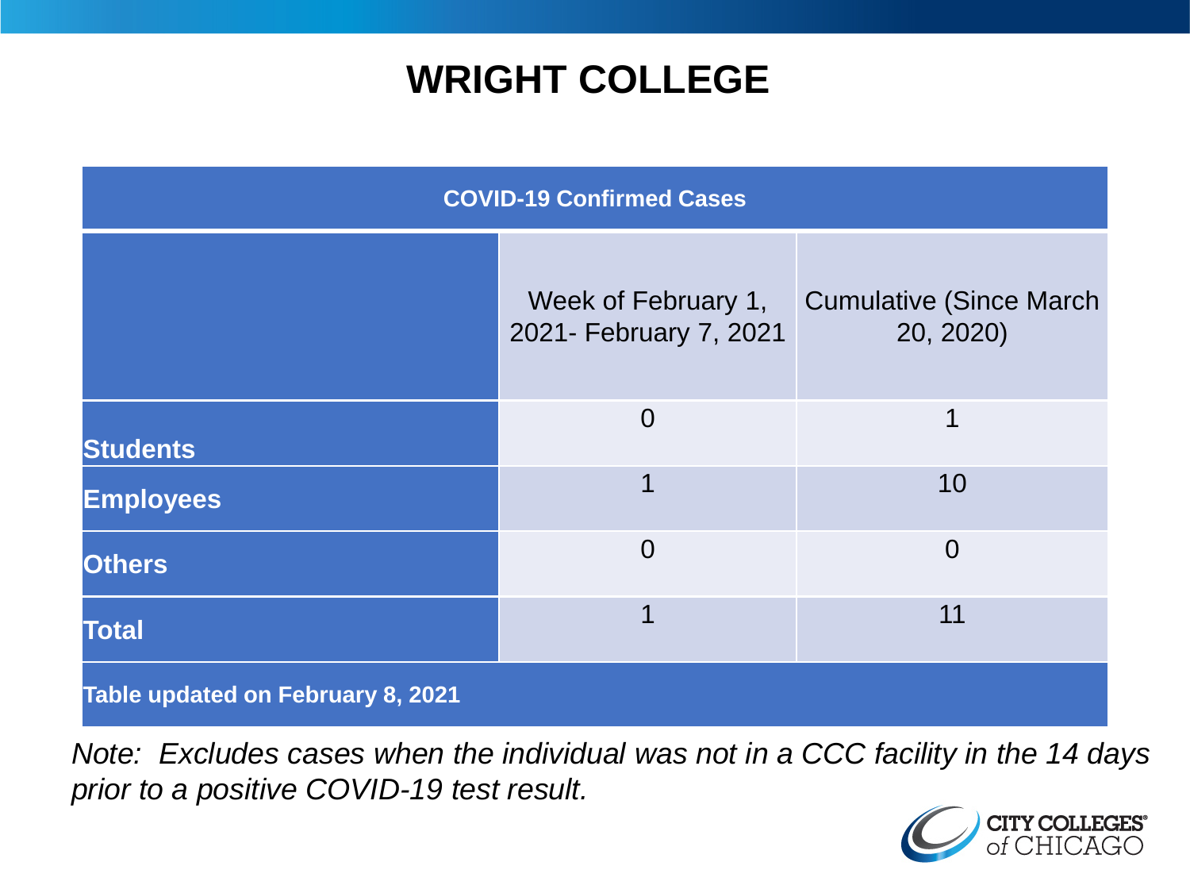# WRIGHT COLLEGE

| COVID-19 Confirmed Cases | | |
|---|---|---|
| | Week of February 1, 2021- February 7, 2021 | Cumulative (Since March 20, 2020) |
| **Students** | 0 | 1 |
| **Employees** | 1 | 10 |
| **Others** | 0 | 0 |
| **Total** | 1 | 11 |
| **Table updated on February 8, 2021** | | |

*Note: Excludes cases when the individual was not in a CCC facility in the 14 days prior to a positive COVID-19 test result.*

CITY COLLEGES of CHICAGO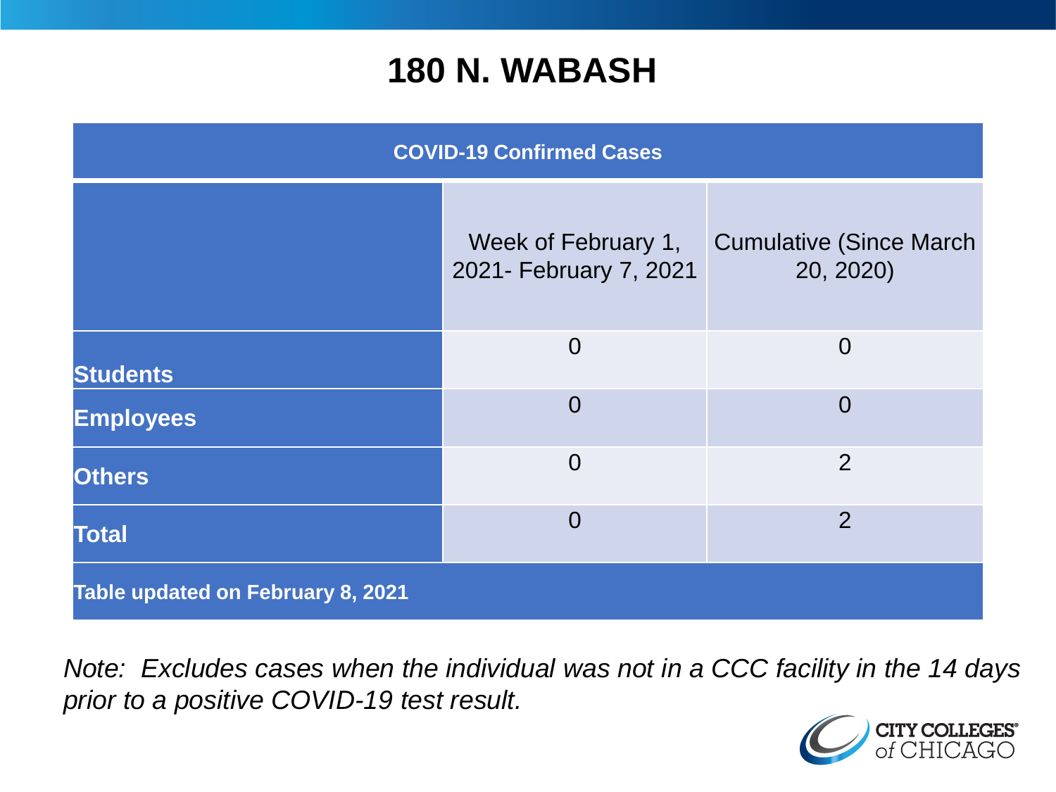# 180 N. WABASH

| COVID-19 Confirmed Cases | | |
|---|---|---|
| | Week of February 1, 2021- February 7, 2021 | Cumulative (Since March 20, 2020) |
| **Students** | 0 | 0 |
| **Employees** | 0 | 0 |
| **Others** | 0 | 2 |
| **Total** | 0 | 2 |
| **Table updated on February 8, 2021** | | |

*Note: Excludes cases when the individual was not in a CCC facility in the 14 days prior to a positive COVID-19 test result.*

CITY COLLEGES of CHICAGO